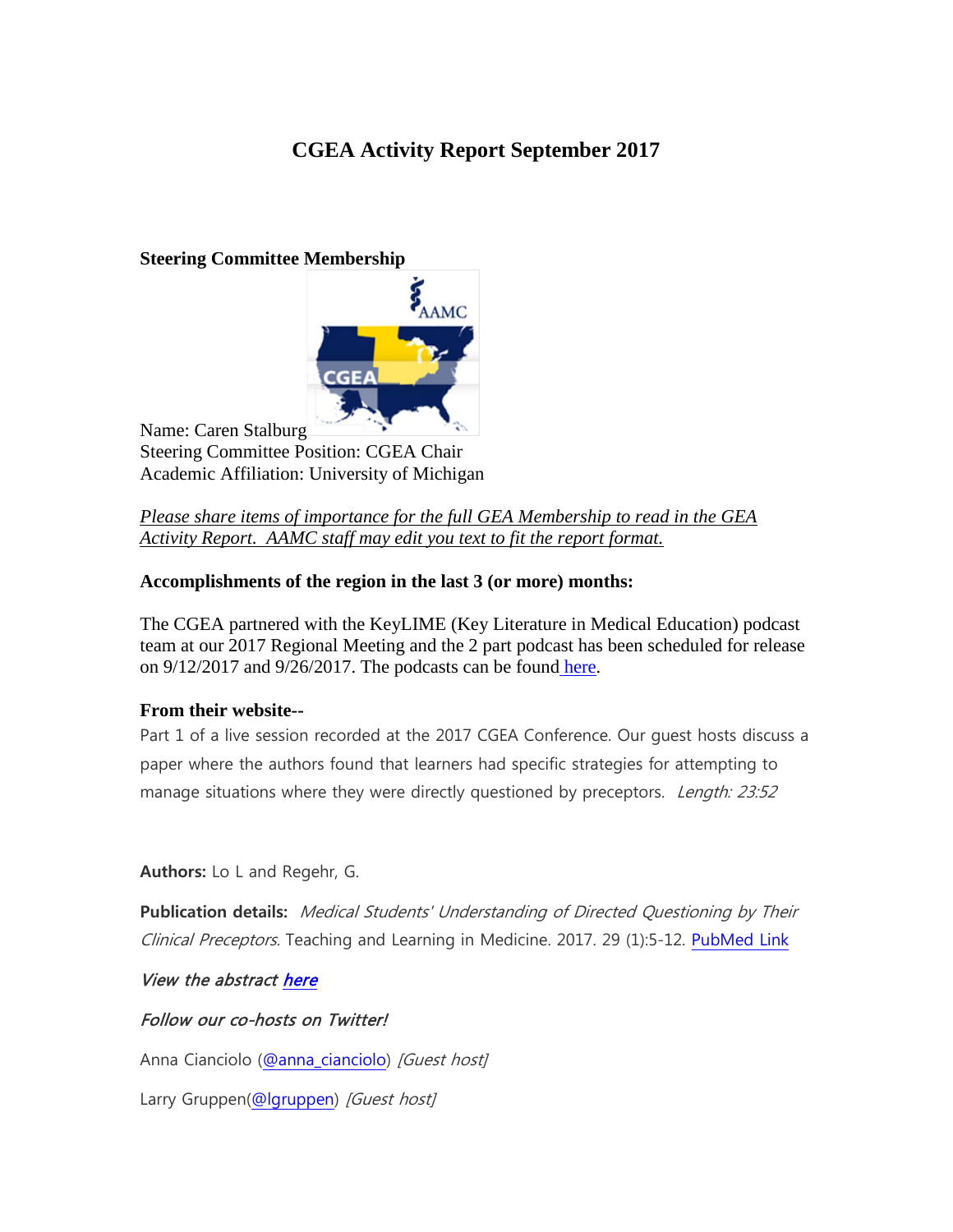# CGEA Activity Report September 2017

**Steering Committee Membership**

Name: Caren Stalburg
Steering Committee Position: CGEA Chair
Academic Affiliation: University of Michigan

*Please share items of importance for the full GEA Membership to read in the GEA Activity Report. AAMC staff may edit you text to fit the report format.*

**Accomplishments of the region in the last 3 (or more) months:**

The CGEA partnered with the KeyLIME (Key Literature in Medical Education) podcast team at our 2017 Regional Meeting and the 2 part podcast has been scheduled for release on 9/12/2017 and 9/26/2017. The podcasts can be found here.

**From their website--**

Part 1 of a live session recorded at the 2017 CGEA Conference. Our guest hosts discuss a paper where the authors found that learners had specific strategies for attempting to manage situations where they were directly questioned by preceptors. *Length: 23:52*

**Authors:** Lo L and Regehr, G.

**Publication details:** *Medical Students' Understanding of Directed Questioning by Their Clinical Preceptors.* Teaching and Learning in Medicine. 2017. 29 (1):5-12. PubMed Link

*View the abstract here*

*Follow our co-hosts on Twitter!*

Anna Cianciolo (@anna_cianciolo) *[Guest host]*

Larry Gruppen(@lgruppen) *[Guest host]*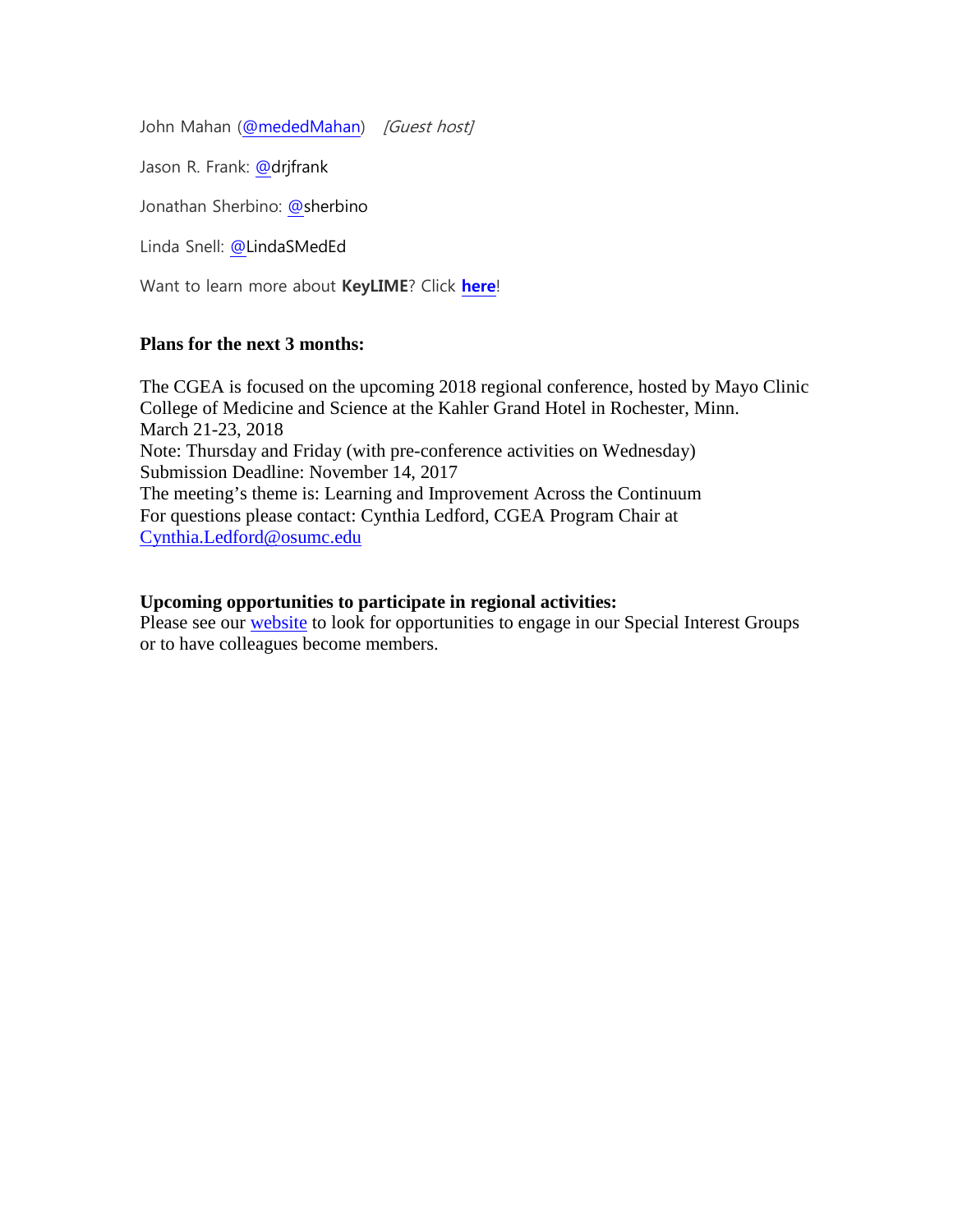John Mahan (@mededMahan) *[Guest host]*

Jason R. Frank: @drjfrank

Jonathan Sherbino: @sherbino

Linda Snell: @LindaSMedEd

Want to learn more about **KeyLIME**? Click **here**!

**Plans for the next 3 months:**

The CGEA is focused on the upcoming 2018 regional conference, hosted by Mayo Clinic College of Medicine and Science at the Kahler Grand Hotel in Rochester, Minn.
March 21-23, 2018
Note: Thursday and Friday (with pre-conference activities on Wednesday)
Submission Deadline: November 14, 2017
The meeting's theme is: Learning and Improvement Across the Continuum
For questions please contact: Cynthia Ledford, CGEA Program Chair at Cynthia.Ledford@osumc.edu

**Upcoming opportunities to participate in regional activities:**
Please see our website to look for opportunities to engage in our Special Interest Groups or to have colleagues become members.